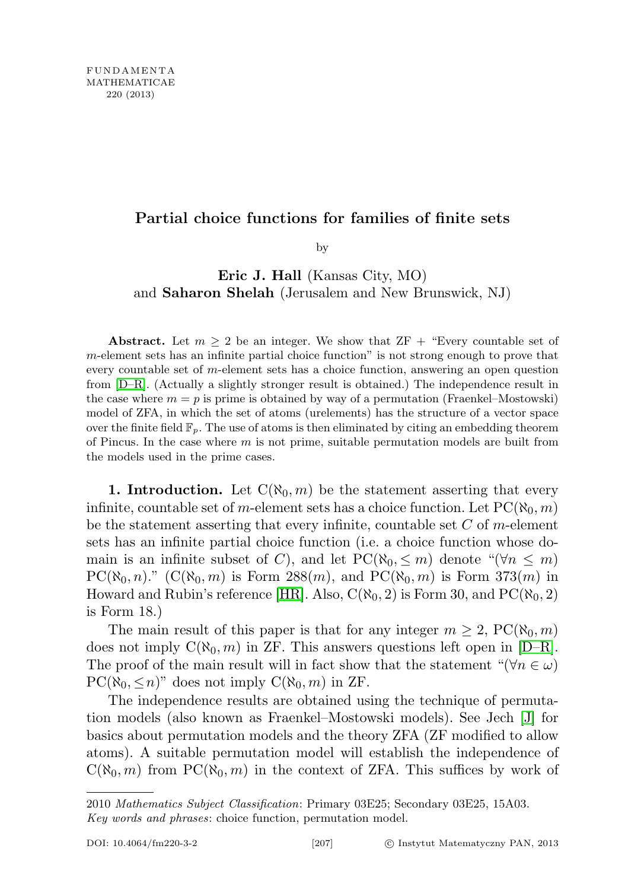FUNDAMENTA
MATHEMATICAE
220 (2013)

# Partial choice functions for families of finite sets

by

**Eric J. Hall** (Kansas City, MO)
and **Saharon Shelah** (Jerusalem and New Brunswick, NJ)

**Abstract.** Let $m \geq 2$ be an integer. We show that ZF + "Every countable set of $m$-element sets has an infinite partial choice function" is not strong enough to prove that every countable set of $m$-element sets has a choice function, answering an open question from [D–R]. (Actually a slightly stronger result is obtained.) The independence result in the case where $m = p$ is prime is obtained by way of a permutation (Fraenkel–Mostowski) model of ZFA, in which the set of atoms (urelements) has the structure of a vector space over the finite field $\mathbb{F}_p$. The use of atoms is then eliminated by citing an embedding theorem of Pincus. In the case where $m$ is not prime, suitable permutation models are built from the models used in the prime cases.

**1. Introduction.** Let $\mathrm{C}(\aleph_0, m)$ be the statement asserting that every infinite, countable set of $m$-element sets has a choice function. Let $\mathrm{PC}(\aleph_0, m)$ be the statement asserting that every infinite, countable set $C$ of $m$-element sets has an infinite partial choice function (i.e. a choice function whose domain is an infinite subset of $C$), and let $\mathrm{PC}(\aleph_0, \leq m)$ denote "$(\forall n \leq m)$ $\mathrm{PC}(\aleph_0, n)$." ($\mathrm{C}(\aleph_0, m)$ is Form 288($m$), and $\mathrm{PC}(\aleph_0, m)$ is Form 373($m$) in Howard and Rubin's reference [HR]. Also, $\mathrm{C}(\aleph_0, 2)$ is Form 30, and $\mathrm{PC}(\aleph_0, 2)$ is Form 18.)

The main result of this paper is that for any integer $m \geq 2$, $\mathrm{PC}(\aleph_0, m)$ does not imply $\mathrm{C}(\aleph_0, m)$ in ZF. This answers questions left open in [D–R]. The proof of the main result will in fact show that the statement "$(\forall n \in \omega)$ $\mathrm{PC}(\aleph_0, \leq n)$" does not imply $\mathrm{C}(\aleph_0, m)$ in ZF.

The independence results are obtained using the technique of permutation models (also known as Fraenkel–Mostowski models). See Jech [J] for basics about permutation models and the theory ZFA (ZF modified to allow atoms). A suitable permutation model will establish the independence of $\mathrm{C}(\aleph_0, m)$ from $\mathrm{PC}(\aleph_0, m)$ in the context of ZFA. This suffices by work of

2010 *Mathematics Subject Classification*: Primary 03E25; Secondary 03E25, 15A03.
*Key words and phrases*: choice function, permutation model.

DOI: 10.4064/fm220-3-2 © Instytut Matematyczny PAN, 2013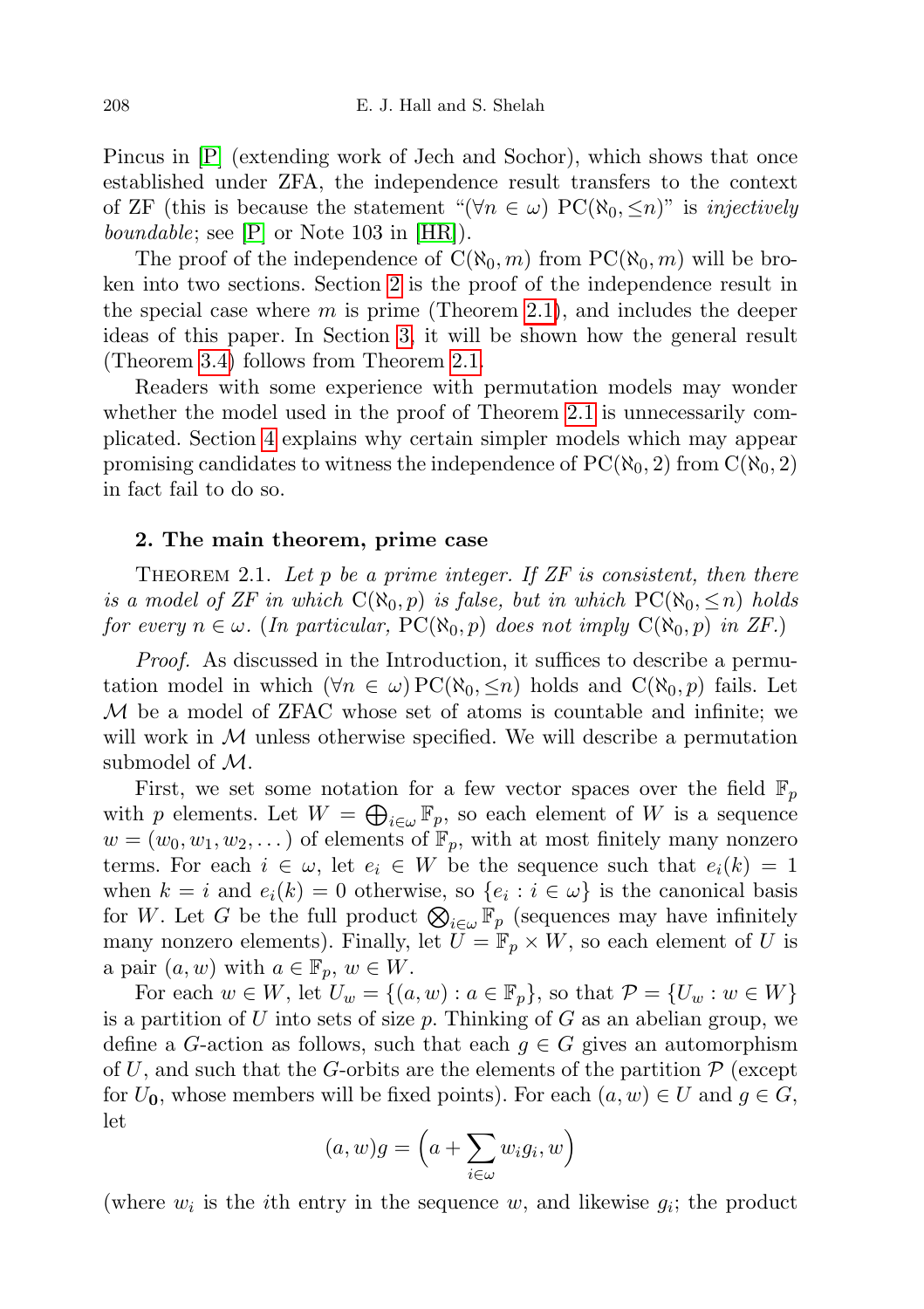Pincus in [P] (extending work of Jech and Sochor), which shows that once established under ZFA, the independence result transfers to the context of ZF (this is because the statement "$(\forall n \in \omega)\ \mathrm{PC}(\aleph_0, \leq n)$" is *injectively boundable*; see [P] or Note 103 in [HR]).

The proof of the independence of $\mathrm{C}(\aleph_0, m)$ from $\mathrm{PC}(\aleph_0, m)$ will be broken into two sections. Section 2 is the proof of the independence result in the special case where $m$ is prime (Theorem 2.1), and includes the deeper ideas of this paper. In Section 3, it will be shown how the general result (Theorem 3.4) follows from Theorem 2.1.

Readers with some experience with permutation models may wonder whether the model used in the proof of Theorem 2.1 is unnecessarily complicated. Section 4 explains why certain simpler models which may appear promising candidates to witness the independence of $\mathrm{PC}(\aleph_0, 2)$ from $\mathrm{C}(\aleph_0, 2)$ in fact fail to do so.

## 2. The main theorem, prime case

THEOREM 2.1. *Let $p$ be a prime integer. If ZF is consistent, then there is a model of ZF in which $\mathrm{C}(\aleph_0, p)$ is false, but in which $\mathrm{PC}(\aleph_0, \leq n)$ holds for every $n \in \omega$. (In particular, $\mathrm{PC}(\aleph_0, p)$ does not imply $\mathrm{C}(\aleph_0, p)$ in ZF.)*

*Proof.* As discussed in the Introduction, it suffices to describe a permutation model in which $(\forall n \in \omega)\, \mathrm{PC}(\aleph_0, \leq n)$ holds and $\mathrm{C}(\aleph_0, p)$ fails. Let $\mathcal{M}$ be a model of ZFAC whose set of atoms is countable and infinite; we will work in $\mathcal{M}$ unless otherwise specified. We will describe a permutation submodel of $\mathcal{M}$.

First, we set some notation for a few vector spaces over the field $\mathbb{F}_p$ with $p$ elements. Let $W = \bigoplus_{i \in \omega} \mathbb{F}_p$, so each element of $W$ is a sequence $w = (w_0, w_1, w_2, \ldots)$ of elements of $\mathbb{F}_p$, with at most finitely many nonzero terms. For each $i \in \omega$, let $e_i \in W$ be the sequence such that $e_i(k) = 1$ when $k = i$ and $e_i(k) = 0$ otherwise, so $\{e_i : i \in \omega\}$ is the canonical basis for $W$. Let $G$ be the full product $\bigotimes_{i \in \omega} \mathbb{F}_p$ (sequences may have infinitely many nonzero elements). Finally, let $U = \mathbb{F}_p \times W$, so each element of $U$ is a pair $(a, w)$ with $a \in \mathbb{F}_p$, $w \in W$.

For each $w \in W$, let $U_w = \{(a, w) : a \in \mathbb{F}_p\}$, so that $\mathcal{P} = \{U_w : w \in W\}$ is a partition of $U$ into sets of size $p$. Thinking of $G$ as an abelian group, we define a $G$-action as follows, such that each $g \in G$ gives an automorphism of $U$, and such that the $G$-orbits are the elements of the partition $\mathcal{P}$ (except for $U_{\mathbf{0}}$, whose members will be fixed points). For each $(a, w) \in U$ and $g \in G$, let

$$(a, w)g = \Big(a + \sum_{i \in \omega} w_i g_i,\, w\Big)$$

(where $w_i$ is the $i$th entry in the sequence $w$, and likewise $g_i$; the product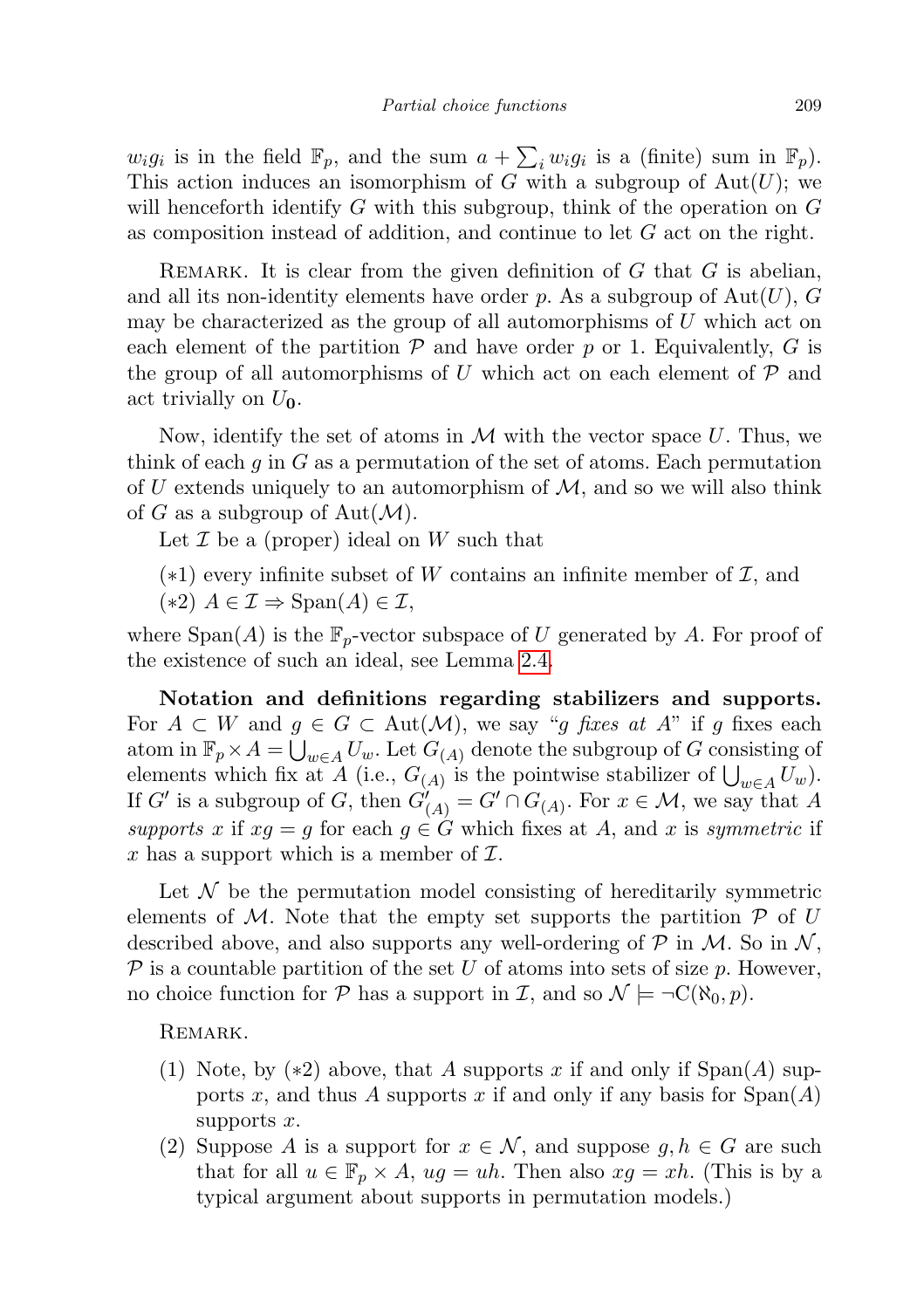$w_i g_i$ is in the field $\mathbb{F}_p$, and the sum $a + \sum_i w_i g_i$ is a (finite) sum in $\mathbb{F}_p$). This action induces an isomorphism of $G$ with a subgroup of $\mathrm{Aut}(U)$; we will henceforth identify $G$ with this subgroup, think of the operation on $G$ as composition instead of addition, and continue to let $G$ act on the right.

Remark. It is clear from the given definition of $G$ that $G$ is abelian, and all its non-identity elements have order $p$. As a subgroup of $\mathrm{Aut}(U)$, $G$ may be characterized as the group of all automorphisms of $U$ which act on each element of the partition $\mathcal{P}$ and have order $p$ or 1. Equivalently, $G$ is the group of all automorphisms of $U$ which act on each element of $\mathcal{P}$ and act trivially on $U_{\mathbf{0}}$.

Now, identify the set of atoms in $\mathcal{M}$ with the vector space $U$. Thus, we think of each $g$ in $G$ as a permutation of the set of atoms. Each permutation of $U$ extends uniquely to an automorphism of $\mathcal{M}$, and so we will also think of $G$ as a subgroup of $\mathrm{Aut}(\mathcal{M})$.

Let $\mathcal{I}$ be a (proper) ideal on $W$ such that

(∗1) every infinite subset of $W$ contains an infinite member of $\mathcal{I}$, and

(∗2) $A \in \mathcal{I} \Rightarrow \mathrm{Span}(A) \in \mathcal{I}$,

where $\mathrm{Span}(A)$ is the $\mathbb{F}_p$-vector subspace of $U$ generated by $A$. For proof of the existence of such an ideal, see Lemma 2.4.

**Notation and definitions regarding stabilizers and supports.** For $A \subset W$ and $g \in G \subset \mathrm{Aut}(\mathcal{M})$, we say "$g$ *fixes at* $A$" if $g$ fixes each atom in $\mathbb{F}_p \times A = \bigcup_{w \in A} U_w$. Let $G_{(A)}$ denote the subgroup of $G$ consisting of elements which fix at $A$ (i.e., $G_{(A)}$ is the pointwise stabilizer of $\bigcup_{w \in A} U_w$). If $G'$ is a subgroup of $G$, then $G'_{(A)} = G' \cap G_{(A)}$. For $x \in \mathcal{M}$, we say that $A$ *supports* $x$ if $xg = g$ for each $g \in G$ which fixes at $A$, and $x$ is *symmetric* if $x$ has a support which is a member of $\mathcal{I}$.

Let $\mathcal{N}$ be the permutation model consisting of hereditarily symmetric elements of $\mathcal{M}$. Note that the empty set supports the partition $\mathcal{P}$ of $U$ described above, and also supports any well-ordering of $\mathcal{P}$ in $\mathcal{M}$. So in $\mathcal{N}$, $\mathcal{P}$ is a countable partition of the set $U$ of atoms into sets of size $p$. However, no choice function for $\mathcal{P}$ has a support in $\mathcal{I}$, and so $\mathcal{N} \models \neg\mathrm{C}(\aleph_0, p)$.

Remark.

1. Note, by (∗2) above, that $A$ supports $x$ if and only if $\mathrm{Span}(A)$ supports $x$, and thus $A$ supports $x$ if and only if any basis for $\mathrm{Span}(A)$ supports $x$.
2. Suppose $A$ is a support for $x \in \mathcal{N}$, and suppose $g, h \in G$ are such that for all $u \in \mathbb{F}_p \times A$, $ug = uh$. Then also $xg = xh$. (This is by a typical argument about supports in permutation models.)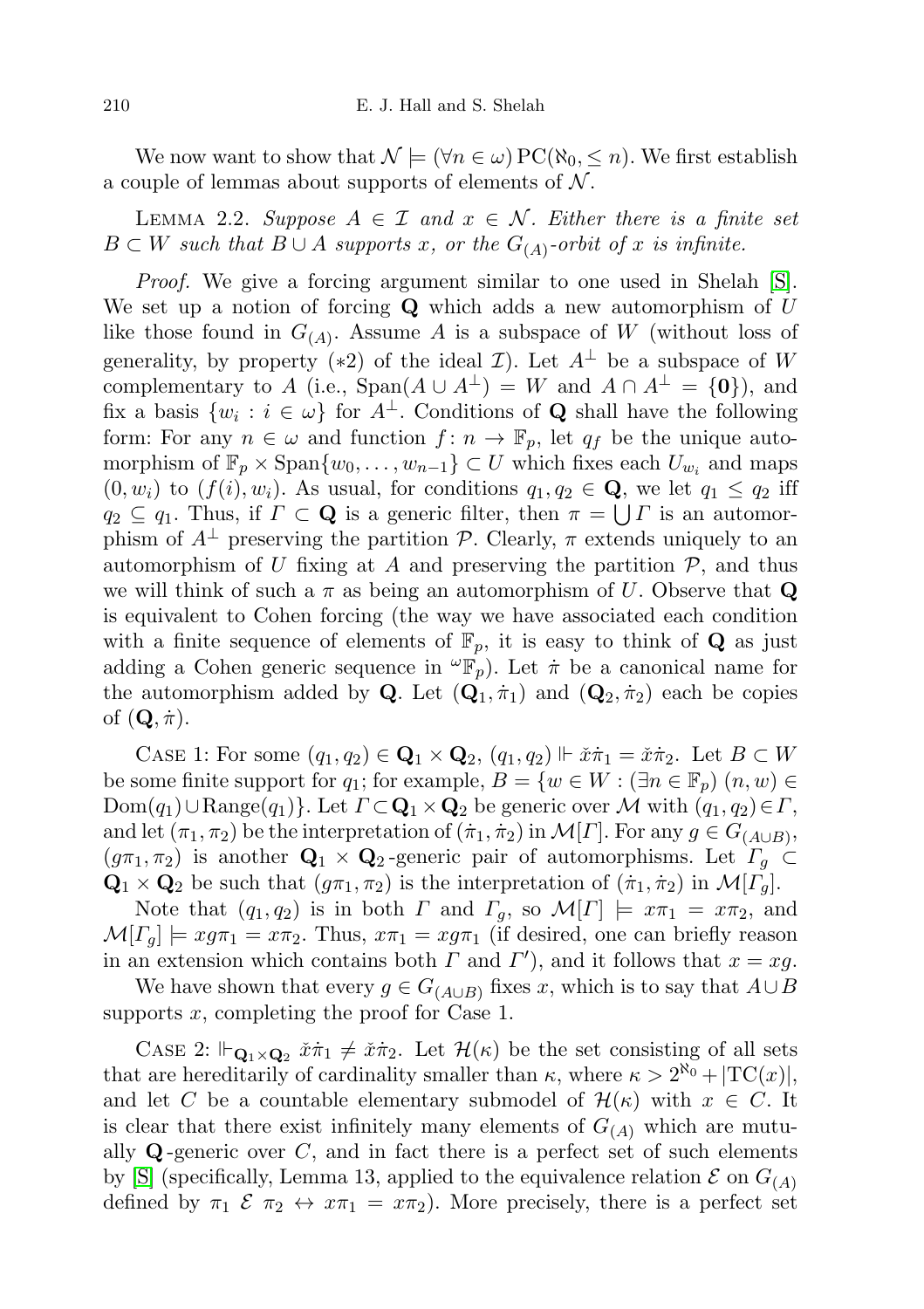We now want to show that $\mathcal{N} \models (\forall n \in \omega)\, \mathrm{PC}(\aleph_0, \leq n)$. We first establish a couple of lemmas about supports of elements of $\mathcal{N}$.

LEMMA 2.2. *Suppose $A \in \mathcal{I}$ and $x \in \mathcal{N}$. Either there is a finite set $B \subset W$ such that $B \cup A$ supports $x$, or the $G_{(A)}$-orbit of $x$ is infinite.*

*Proof.* We give a forcing argument similar to one used in Shelah [S]. We set up a notion of forcing $\mathbf{Q}$ which adds a new automorphism of $U$ like those found in $G_{(A)}$. Assume $A$ is a subspace of $W$ (without loss of generality, by property (*2) of the ideal $\mathcal{I}$). Let $A^\perp$ be a subspace of $W$ complementary to $A$ (i.e., $\mathrm{Span}(A \cup A^\perp) = W$ and $A \cap A^\perp = \{\mathbf{0}\}$), and fix a basis $\{w_i : i \in \omega\}$ for $A^\perp$. Conditions of $\mathbf{Q}$ shall have the following form: For any $n \in \omega$ and function $f\colon n \to \mathbb{F}_p$, let $q_f$ be the unique automorphism of $\mathbb{F}_p \times \mathrm{Span}\{w_0, \ldots, w_{n-1}\} \subset U$ which fixes each $U_{w_i}$ and maps $(0, w_i)$ to $(f(i), w_i)$. As usual, for conditions $q_1, q_2 \in \mathbf{Q}$, we let $q_1 \leq q_2$ iff $q_2 \subseteq q_1$. Thus, if $\Gamma \subset \mathbf{Q}$ is a generic filter, then $\pi = \bigcup \Gamma$ is an automorphism of $A^\perp$ preserving the partition $\mathcal{P}$. Clearly, $\pi$ extends uniquely to an automorphism of $U$ fixing at $A$ and preserving the partition $\mathcal{P}$, and thus we will think of such a $\pi$ as being an automorphism of $U$. Observe that $\mathbf{Q}$ is equivalent to Cohen forcing (the way we have associated each condition with a finite sequence of elements of $\mathbb{F}_p$, it is easy to think of $\mathbf{Q}$ as just adding a Cohen generic sequence in ${}^{\omega}\mathbb{F}_p$). Let $\dot{\pi}$ be a canonical name for the automorphism added by $\mathbf{Q}$. Let $(\mathbf{Q}_1, \dot{\pi}_1)$ and $(\mathbf{Q}_2, \dot{\pi}_2)$ each be copies of $(\mathbf{Q}, \dot{\pi})$.

CASE 1: For some $(q_1, q_2) \in \mathbf{Q}_1 \times \mathbf{Q}_2$, $(q_1, q_2) \Vdash \check{x}\dot{\pi}_1 = \check{x}\dot{\pi}_2$. Let $B \subset W$ be some finite support for $q_1$; for example, $B = \{w \in W : (\exists n \in \mathbb{F}_p)\ (n, w) \in \mathrm{Dom}(q_1) \cup \mathrm{Range}(q_1)\}$. Let $\Gamma \subset \mathbf{Q}_1 \times \mathbf{Q}_2$ be generic over $\mathcal{M}$ with $(q_1, q_2) \in \Gamma$, and let $(\pi_1, \pi_2)$ be the interpretation of $(\dot{\pi}_1, \dot{\pi}_2)$ in $\mathcal{M}[\Gamma]$. For any $g \in G_{(A \cup B)}$, $(g\pi_1, \pi_2)$ is another $\mathbf{Q}_1 \times \mathbf{Q}_2$-generic pair of automorphisms. Let $\Gamma_g \subset \mathbf{Q}_1 \times \mathbf{Q}_2$ be such that $(g\pi_1, \pi_2)$ is the interpretation of $(\dot{\pi}_1, \dot{\pi}_2)$ in $\mathcal{M}[\Gamma_g]$.

Note that $(q_1, q_2)$ is in both $\Gamma$ and $\Gamma_g$, so $\mathcal{M}[\Gamma] \models x\pi_1 = x\pi_2$, and $\mathcal{M}[\Gamma_g] \models xg\pi_1 = x\pi_2$. Thus, $x\pi_1 = xg\pi_1$ (if desired, one can briefly reason in an extension which contains both $\Gamma$ and $\Gamma'$), and it follows that $x = xg$.

We have shown that every $g \in G_{(A \cup B)}$ fixes $x$, which is to say that $A \cup B$ supports $x$, completing the proof for Case 1.

CASE 2: $\Vdash_{\mathbf{Q}_1 \times \mathbf{Q}_2} \check{x}\dot{\pi}_1 \neq \check{x}\dot{\pi}_2$. Let $\mathcal{H}(\kappa)$ be the set consisting of all sets that are hereditarily of cardinality smaller than $\kappa$, where $\kappa > 2^{\aleph_0} + |\mathrm{TC}(x)|$, and let $C$ be a countable elementary submodel of $\mathcal{H}(\kappa)$ with $x \in C$. It is clear that there exist infinitely many elements of $G_{(A)}$ which are mutually $\mathbf{Q}$-generic over $C$, and in fact there is a perfect set of such elements by [S] (specifically, Lemma 13, applied to the equivalence relation $\mathcal{E}$ on $G_{(A)}$ defined by $\pi_1\ \mathcal{E}\ \pi_2 \leftrightarrow x\pi_1 = x\pi_2$). More precisely, there is a perfect set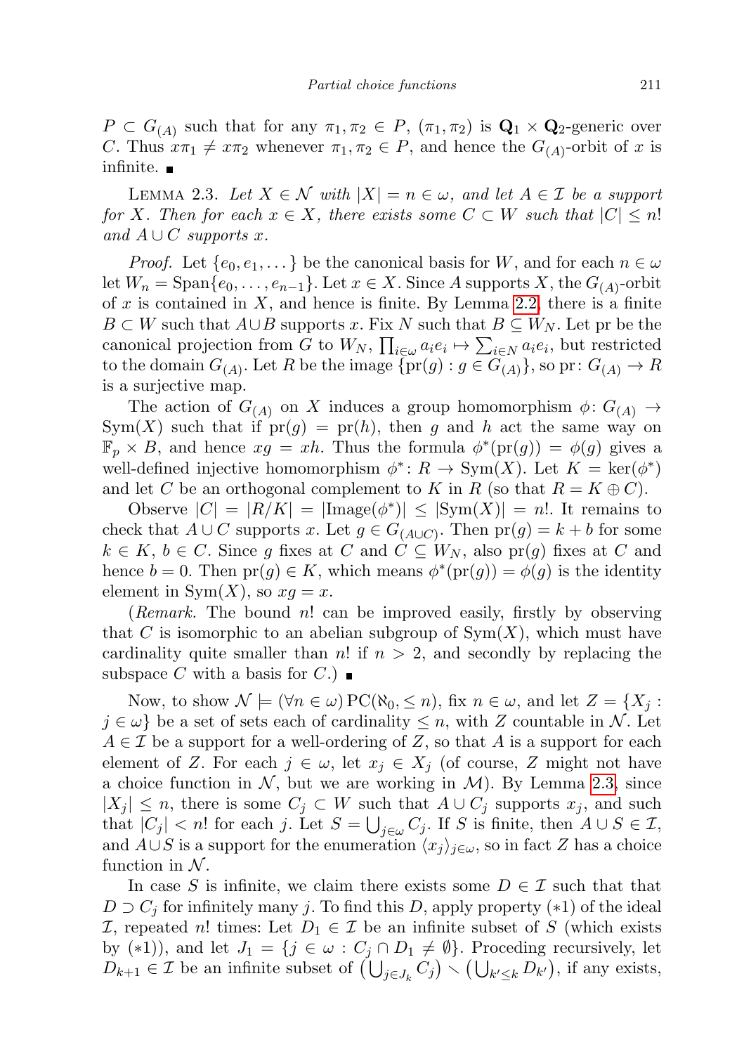$P \subset G_{(A)}$ such that for any $\pi_1, \pi_2 \in P$, $(\pi_1, \pi_2)$ is $\mathbf{Q}_1 \times \mathbf{Q}_2$-generic over $C$. Thus $x\pi_1 \neq x\pi_2$ whenever $\pi_1, \pi_2 \in P$, and hence the $G_{(A)}$-orbit of $x$ is infinite. ■

LEMMA 2.3. *Let $X \in \mathcal{N}$ with $|X| = n \in \omega$, and let $A \in \mathcal{I}$ be a support for $X$. Then for each $x \in X$, there exists some $C \subset W$ such that $|C| \leq n!$ and $A \cup C$ supports $x$.*

*Proof.* Let $\{e_0, e_1, \dots\}$ be the canonical basis for $W$, and for each $n \in \omega$ let $W_n = \operatorname{Span}\{e_0, \dots, e_{n-1}\}$. Let $x \in X$. Since $A$ supports $X$, the $G_{(A)}$-orbit of $x$ is contained in $X$, and hence is finite. By Lemma 2.2, there is a finite $B \subset W$ such that $A \cup B$ supports $x$. Fix $N$ such that $B \subseteq W_N$. Let pr be the canonical projection from $G$ to $W_N$, $\prod_{i \in \omega} a_i e_i \mapsto \sum_{i \in N} a_i e_i$, but restricted to the domain $G_{(A)}$. Let $R$ be the image $\{\operatorname{pr}(g) : g \in G_{(A)}\}$, so $\operatorname{pr}\colon G_{(A)} \to R$ is a surjective map.

The action of $G_{(A)}$ on $X$ induces a group homomorphism $\phi\colon G_{(A)} \to \operatorname{Sym}(X)$ such that if $\operatorname{pr}(g) = \operatorname{pr}(h)$, then $g$ and $h$ act the same way on $\mathbb{F}_p \times B$, and hence $xg = xh$. Thus the formula $\phi^*(\operatorname{pr}(g)) = \phi(g)$ gives a well-defined injective homomorphism $\phi^*\colon R \to \operatorname{Sym}(X)$. Let $K = \ker(\phi^*)$ and let $C$ be an orthogonal complement to $K$ in $R$ (so that $R = K \oplus C$).

Observe $|C| = |R/K| = |\operatorname{Image}(\phi^*)| \leq |\operatorname{Sym}(X)| = n!$. It remains to check that $A \cup C$ supports $x$. Let $g \in G_{(A \cup C)}$. Then $\operatorname{pr}(g) = k + b$ for some $k \in K$, $b \in C$. Since $g$ fixes at $C$ and $C \subseteq W_N$, also $\operatorname{pr}(g)$ fixes at $C$ and hence $b = 0$. Then $\operatorname{pr}(g) \in K$, which means $\phi^*(\operatorname{pr}(g)) = \phi(g)$ is the identity element in $\operatorname{Sym}(X)$, so $xg = x$.

(*Remark.* The bound $n!$ can be improved easily, firstly by observing that $C$ is isomorphic to an abelian subgroup of $\operatorname{Sym}(X)$, which must have cardinality quite smaller than $n!$ if $n > 2$, and secondly by replacing the subspace $C$ with a basis for $C$.) ■

Now, to show $\mathcal{N} \models (\forall n \in \omega)\, \mathrm{PC}(\aleph_0, \leq n)$, fix $n \in \omega$, and let $Z = \{X_j : j \in \omega\}$ be a set of sets each of cardinality $\leq n$, with $Z$ countable in $\mathcal{N}$. Let $A \in \mathcal{I}$ be a support for a well-ordering of $Z$, so that $A$ is a support for each element of $Z$. For each $j \in \omega$, let $x_j \in X_j$ (of course, $Z$ might not have a choice function in $\mathcal{N}$, but we are working in $\mathcal{M}$). By Lemma 2.3, since $|X_j| \leq n$, there is some $C_j \subset W$ such that $A \cup C_j$ supports $x_j$, and such that $|C_j| < n!$ for each $j$. Let $S = \bigcup_{j \in \omega} C_j$. If $S$ is finite, then $A \cup S \in \mathcal{I}$, and $A \cup S$ is a support for the enumeration $\langle x_j \rangle_{j \in \omega}$, so in fact $Z$ has a choice function in $\mathcal{N}$.

In case $S$ is infinite, we claim there exists some $D \in \mathcal{I}$ such that that $D \supset C_j$ for infinitely many $j$. To find this $D$, apply property $(*1)$ of the ideal $\mathcal{I}$, repeated $n!$ times: Let $D_1 \in \mathcal{I}$ be an infinite subset of $S$ (which exists by $(*1)$), and let $J_1 = \{j \in \omega : C_j \cap D_1 \neq \emptyset\}$. Proceding recursively, let $D_{k+1} \in \mathcal{I}$ be an infinite subset of $\left(\bigcup_{j \in J_k} C_j\right) \smallsetminus \left(\bigcup_{k' \leq k} D_{k'}\right)$, if any exists,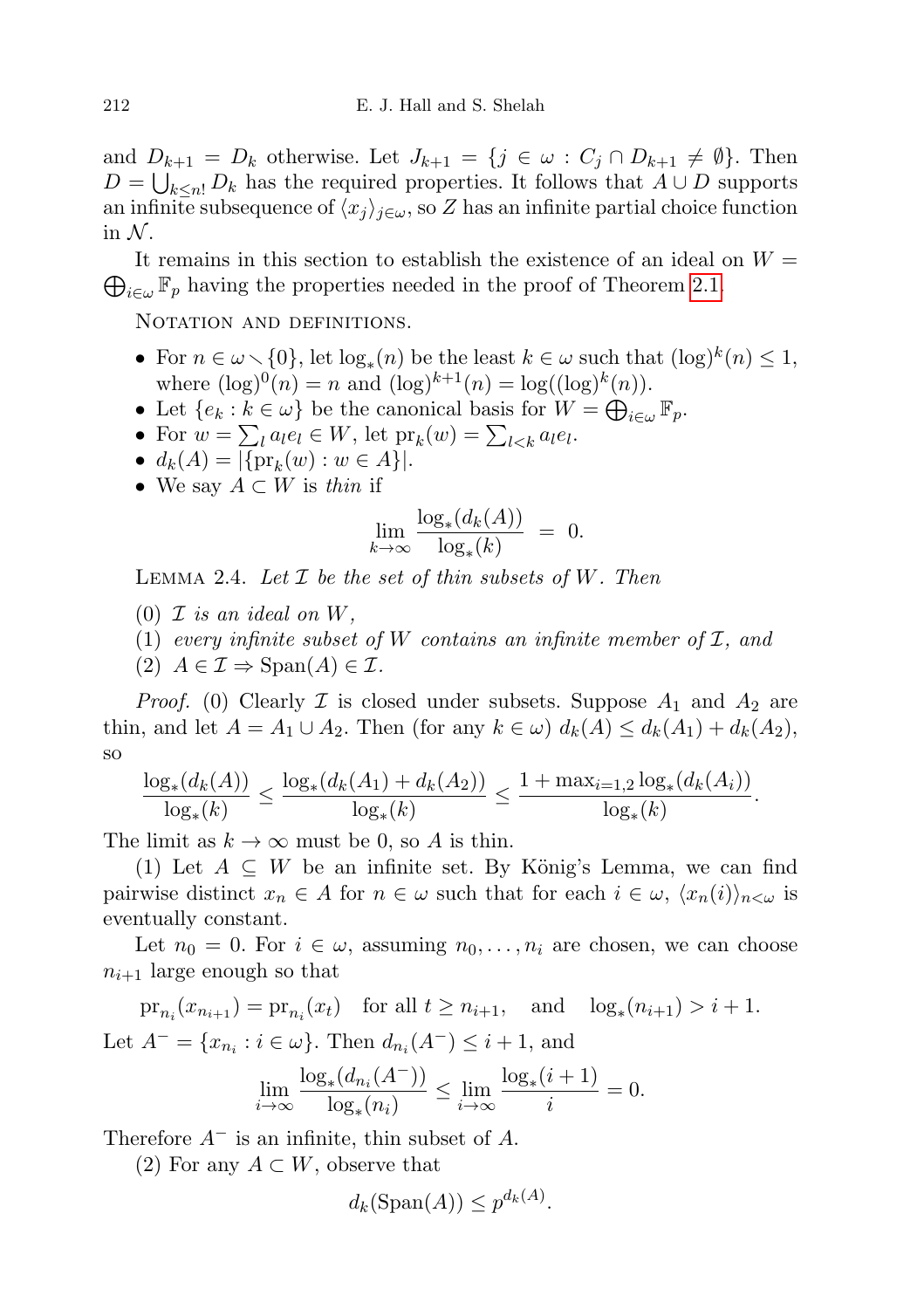and $D_{k+1} = D_k$ otherwise. Let $J_{k+1} = \{j \in \omega : C_j \cap D_{k+1} \neq \emptyset\}$. Then $D = \bigcup_{k \le n!} D_k$ has the required properties. It follows that $A \cup D$ supports an infinite subsequence of $\langle x_j \rangle_{j \in \omega}$, so $Z$ has an infinite partial choice function in $\mathcal{N}$.

It remains in this section to establish the existence of an ideal on $W = \bigoplus_{i\in\omega} \mathbb{F}_p$ having the properties needed in the proof of Theorem 2.1.

Notation and definitions.

- For $n \in \omega \setminus \{0\}$, let $\log_*(n)$ be the least $k \in \omega$ such that $(\log)^k(n) \le 1$, where $(\log)^0(n) = n$ and $(\log)^{k+1}(n) = \log((\log)^k(n))$.
- Let $\{e_k : k \in \omega\}$ be the canonical basis for $W = \bigoplus_{i\in\omega} \mathbb{F}_p$.
- For $w = \sum_l a_l e_l \in W$, let $\mathrm{pr}_k(w) = \sum_{l<k} a_l e_l$.
- $d_k(A) = |\{\mathrm{pr}_k(w) : w \in A\}|$.
- We say $A \subset W$ is *thin* if

$$\lim_{k\to\infty} \frac{\log_*(d_k(A))}{\log_*(k)} = 0.$$

Lemma 2.4. *Let $\mathcal{I}$ be the set of thin subsets of $W$. Then*

(0) *$\mathcal{I}$ is an ideal on $W$,*
(1) *every infinite subset of $W$ contains an infinite member of $\mathcal{I}$, and*
(2) *$A \in \mathcal{I} \Rightarrow \mathrm{Span}(A) \in \mathcal{I}$.*

*Proof.* (0) Clearly $\mathcal{I}$ is closed under subsets. Suppose $A_1$ and $A_2$ are thin, and let $A = A_1 \cup A_2$. Then (for any $k \in \omega$) $d_k(A) \le d_k(A_1) + d_k(A_2)$, so

$$\frac{\log_*(d_k(A))}{\log_*(k)} \le \frac{\log_*(d_k(A_1) + d_k(A_2))}{\log_*(k)} \le \frac{1 + \max_{i=1,2} \log_*(d_k(A_i))}{\log_*(k)}.$$

The limit as $k \to \infty$ must be 0, so $A$ is thin.

(1) Let $A \subseteq W$ be an infinite set. By König's Lemma, we can find pairwise distinct $x_n \in A$ for $n \in \omega$ such that for each $i \in \omega$, $\langle x_n(i) \rangle_{n<\omega}$ is eventually constant.

Let $n_0 = 0$. For $i \in \omega$, assuming $n_0, \dots, n_i$ are chosen, we can choose $n_{i+1}$ large enough so that

$$\mathrm{pr}_{n_i}(x_{n_{i+1}}) = \mathrm{pr}_{n_i}(x_t) \quad \text{for all } t \ge n_{i+1}, \quad \text{and} \quad \log_*(n_{i+1}) > i + 1.$$

Let $A^- = \{x_{n_i} : i \in \omega\}$. Then $d_{n_i}(A^-) \le i + 1$, and

$$\lim_{i\to\infty} \frac{\log_*(d_{n_i}(A^-))}{\log_*(n_i)} \le \lim_{i\to\infty} \frac{\log_*(i+1)}{i} = 0.$$

Therefore $A^-$ is an infinite, thin subset of $A$.

(2) For any $A \subset W$, observe that

$$d_k(\mathrm{Span}(A)) \le p^{d_k(A)}.$$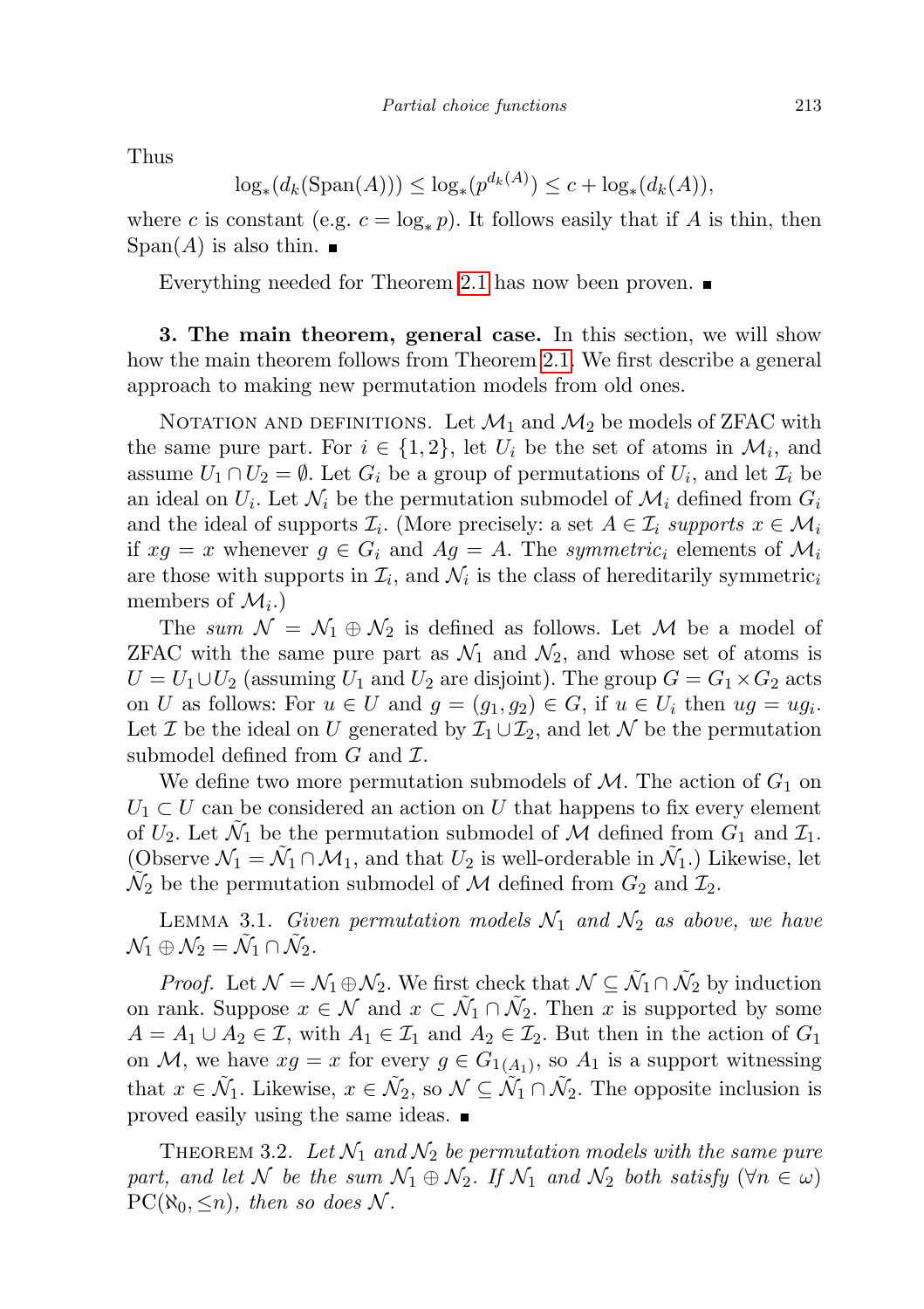Thus

$$\log_*(d_k(\mathrm{Span}(A))) \le \log_*(p^{d_k(A)}) \le c + \log_*(d_k(A)),$$

where $c$ is constant (e.g. $c = \log_* p$). It follows easily that if $A$ is thin, then $\mathrm{Span}(A)$ is also thin. ∎

Everything needed for Theorem 2.1 has now been proven. ∎

**3. The main theorem, general case.** In this section, we will show how the main theorem follows from Theorem 2.1. We first describe a general approach to making new permutation models from old ones.

Notation and definitions. Let $\mathcal{M}_1$ and $\mathcal{M}_2$ be models of ZFAC with the same pure part. For $i \in \{1,2\}$, let $U_i$ be the set of atoms in $\mathcal{M}_i$, and assume $U_1 \cap U_2 = \emptyset$. Let $G_i$ be a group of permutations of $U_i$, and let $\mathcal{I}_i$ be an ideal on $U_i$. Let $\mathcal{N}_i$ be the permutation submodel of $\mathcal{M}_i$ defined from $G_i$ and the ideal of supports $\mathcal{I}_i$. (More precisely: a set $A \in \mathcal{I}_i$ *supports* $x \in \mathcal{M}_i$ if $xg = x$ whenever $g \in G_i$ and $Ag = A$. The *symmetric*$_i$ elements of $\mathcal{M}_i$ are those with supports in $\mathcal{I}_i$, and $\mathcal{N}_i$ is the class of hereditarily symmetric$_i$ members of $\mathcal{M}_i$.)

The *sum* $\mathcal{N} = \mathcal{N}_1 \oplus \mathcal{N}_2$ is defined as follows. Let $\mathcal{M}$ be a model of ZFAC with the same pure part as $\mathcal{N}_1$ and $\mathcal{N}_2$, and whose set of atoms is $U = U_1 \cup U_2$ (assuming $U_1$ and $U_2$ are disjoint). The group $G = G_1 \times G_2$ acts on $U$ as follows: For $u \in U$ and $g = (g_1, g_2) \in G$, if $u \in U_i$ then $ug = ug_i$. Let $\mathcal{I}$ be the ideal on $U$ generated by $\mathcal{I}_1 \cup \mathcal{I}_2$, and let $\mathcal{N}$ be the permutation submodel defined from $G$ and $\mathcal{I}$.

We define two more permutation submodels of $\mathcal{M}$. The action of $G_1$ on $U_1 \subset U$ can be considered an action on $U$ that happens to fix every element of $U_2$. Let $\tilde{\mathcal{N}_1}$ be the permutation submodel of $\mathcal{M}$ defined from $G_1$ and $\mathcal{I}_1$. (Observe $\mathcal{N}_1 = \tilde{\mathcal{N}_1} \cap \mathcal{M}_1$, and that $U_2$ is well-orderable in $\tilde{\mathcal{N}_1}$.) Likewise, let $\tilde{\mathcal{N}_2}$ be the permutation submodel of $\mathcal{M}$ defined from $G_2$ and $\mathcal{I}_2$.

Lemma 3.1. *Given permutation models $\mathcal{N}_1$ and $\mathcal{N}_2$ as above, we have $\mathcal{N}_1 \oplus \mathcal{N}_2 = \tilde{\mathcal{N}_1} \cap \tilde{\mathcal{N}_2}$.*

*Proof.* Let $\mathcal{N} = \mathcal{N}_1 \oplus \mathcal{N}_2$. We first check that $\mathcal{N} \subseteq \tilde{\mathcal{N}_1} \cap \tilde{\mathcal{N}_2}$ by induction on rank. Suppose $x \in \mathcal{N}$ and $x \subset \tilde{\mathcal{N}_1} \cap \tilde{\mathcal{N}_2}$. Then $x$ is supported by some $A = A_1 \cup A_2 \in \mathcal{I}$, with $A_1 \in \mathcal{I}_1$ and $A_2 \in \mathcal{I}_2$. But then in the action of $G_1$ on $\mathcal{M}$, we have $xg = x$ for every $g \in G_{1(A_1)}$, so $A_1$ is a support witnessing that $x \in \tilde{\mathcal{N}_1}$. Likewise, $x \in \tilde{\mathcal{N}_2}$, so $\mathcal{N} \subseteq \tilde{\mathcal{N}_1} \cap \tilde{\mathcal{N}_2}$. The opposite inclusion is proved easily using the same ideas. ∎

Theorem 3.2. *Let $\mathcal{N}_1$ and $\mathcal{N}_2$ be permutation models with the same pure part, and let $\mathcal{N}$ be the sum $\mathcal{N}_1 \oplus \mathcal{N}_2$. If $\mathcal{N}_1$ and $\mathcal{N}_2$ both satisfy $(\forall n \in \omega)$ $\mathrm{PC}(\aleph_0, \le n)$, then so does $\mathcal{N}$.*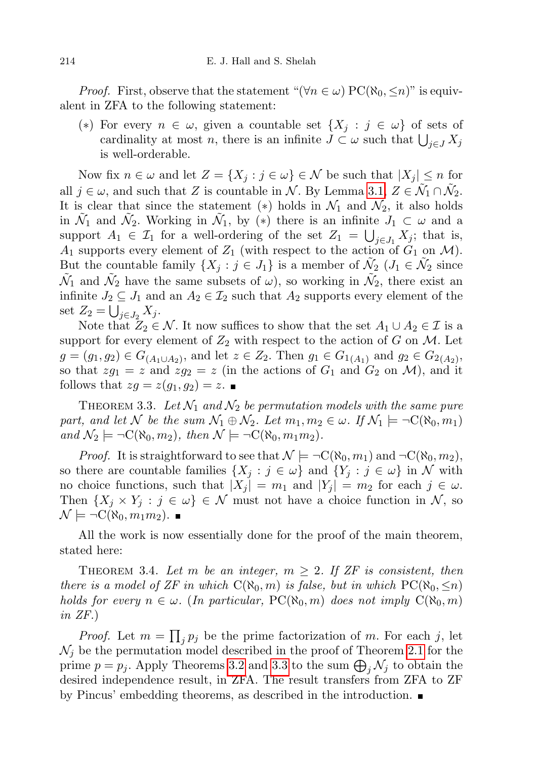*Proof.* First, observe that the statement "$(\forall n \in \omega)\ \mathrm{PC}(\aleph_0, \leq n)$" is equivalent in ZFA to the following statement:

(∗) For every $n \in \omega$, given a countable set $\{X_j : j \in \omega\}$ of sets of cardinality at most $n$, there is an infinite $J \subset \omega$ such that $\bigcup_{j \in J} X_j$ is well-orderable.

Now fix $n \in \omega$ and let $Z = \{X_j : j \in \omega\} \in \mathcal{N}$ be such that $|X_j| \leq n$ for all $j \in \omega$, and such that $Z$ is countable in $\mathcal{N}$. By Lemma 3.1, $Z \in \tilde{\mathcal{N}_1} \cap \tilde{\mathcal{N}_2}$. It is clear that since the statement (∗) holds in $\mathcal{N}_1$ and $\mathcal{N}_2$, it also holds in $\tilde{\mathcal{N}_1}$ and $\tilde{\mathcal{N}_2}$. Working in $\tilde{\mathcal{N}_1}$, by (∗) there is an infinite $J_1 \subset \omega$ and a support $A_1 \in \mathcal{I}_1$ for a well-ordering of the set $Z_1 = \bigcup_{j \in J_1} X_j$; that is, $A_1$ supports every element of $Z_1$ (with respect to the action of $G_1$ on $\mathcal{M}$). But the countable family $\{X_j : j \in J_1\}$ is a member of $\tilde{\mathcal{N}_2}$ ($J_1 \in \tilde{\mathcal{N}_2}$ since $\tilde{\mathcal{N}_1}$ and $\tilde{\mathcal{N}_2}$ have the same subsets of $\omega$), so working in $\tilde{\mathcal{N}_2}$, there exist an infinite $J_2 \subseteq J_1$ and an $A_2 \in \mathcal{I}_2$ such that $A_2$ supports every element of the set $Z_2 = \bigcup_{j \in J_2} X_j$.

Note that $Z_2 \in \mathcal{N}$. It now suffices to show that the set $A_1 \cup A_2 \in \mathcal{I}$ is a support for every element of $Z_2$ with respect to the action of $G$ on $\mathcal{M}$. Let $g = (g_1, g_2) \in G_{(A_1 \cup A_2)}$, and let $z \in Z_2$. Then $g_1 \in G_{1(A_1)}$ and $g_2 \in G_{2(A_2)}$, so that $zg_1 = z$ and $zg_2 = z$ (in the actions of $G_1$ and $G_2$ on $\mathcal{M}$), and it follows that $zg = z(g_1, g_2) = z$. ∎

Theorem 3.3. *Let $\mathcal{N}_1$ and $\mathcal{N}_2$ be permutation models with the same pure part, and let $\mathcal{N}$ be the sum $\mathcal{N}_1 \oplus \mathcal{N}_2$. Let $m_1, m_2 \in \omega$. If $\mathcal{N}_1 \models \neg\mathrm{C}(\aleph_0, m_1)$ and $\mathcal{N}_2 \models \neg\mathrm{C}(\aleph_0, m_2)$, then $\mathcal{N} \models \neg\mathrm{C}(\aleph_0, m_1 m_2)$.*

*Proof.* It is straightforward to see that $\mathcal{N} \models \neg\mathrm{C}(\aleph_0, m_1)$ and $\neg\mathrm{C}(\aleph_0, m_2)$, so there are countable families $\{X_j : j \in \omega\}$ and $\{Y_j : j \in \omega\}$ in $\mathcal{N}$ with no choice functions, such that $|X_j| = m_1$ and $|Y_j| = m_2$ for each $j \in \omega$. Then $\{X_j \times Y_j : j \in \omega\} \in \mathcal{N}$ must not have a choice function in $\mathcal{N}$, so $\mathcal{N} \models \neg\mathrm{C}(\aleph_0, m_1 m_2)$. ∎

All the work is now essentially done for the proof of the main theorem, stated here:

Theorem 3.4. *Let $m$ be an integer, $m \geq 2$. If ZF is consistent, then there is a model of ZF in which $\mathrm{C}(\aleph_0, m)$ is false, but in which $\mathrm{PC}(\aleph_0, \leq n)$ holds for every $n \in \omega$. (In particular, $\mathrm{PC}(\aleph_0, m)$ does not imply $\mathrm{C}(\aleph_0, m)$ in ZF.)*

*Proof.* Let $m = \prod_j p_j$ be the prime factorization of $m$. For each $j$, let $\mathcal{N}_j$ be the permutation model described in the proof of Theorem 2.1 for the prime $p = p_j$. Apply Theorems 3.2 and 3.3 to the sum $\bigoplus_j \mathcal{N}_j$ to obtain the desired independence result, in ZFA. The result transfers from ZFA to ZF by Pincus' embedding theorems, as described in the introduction. ∎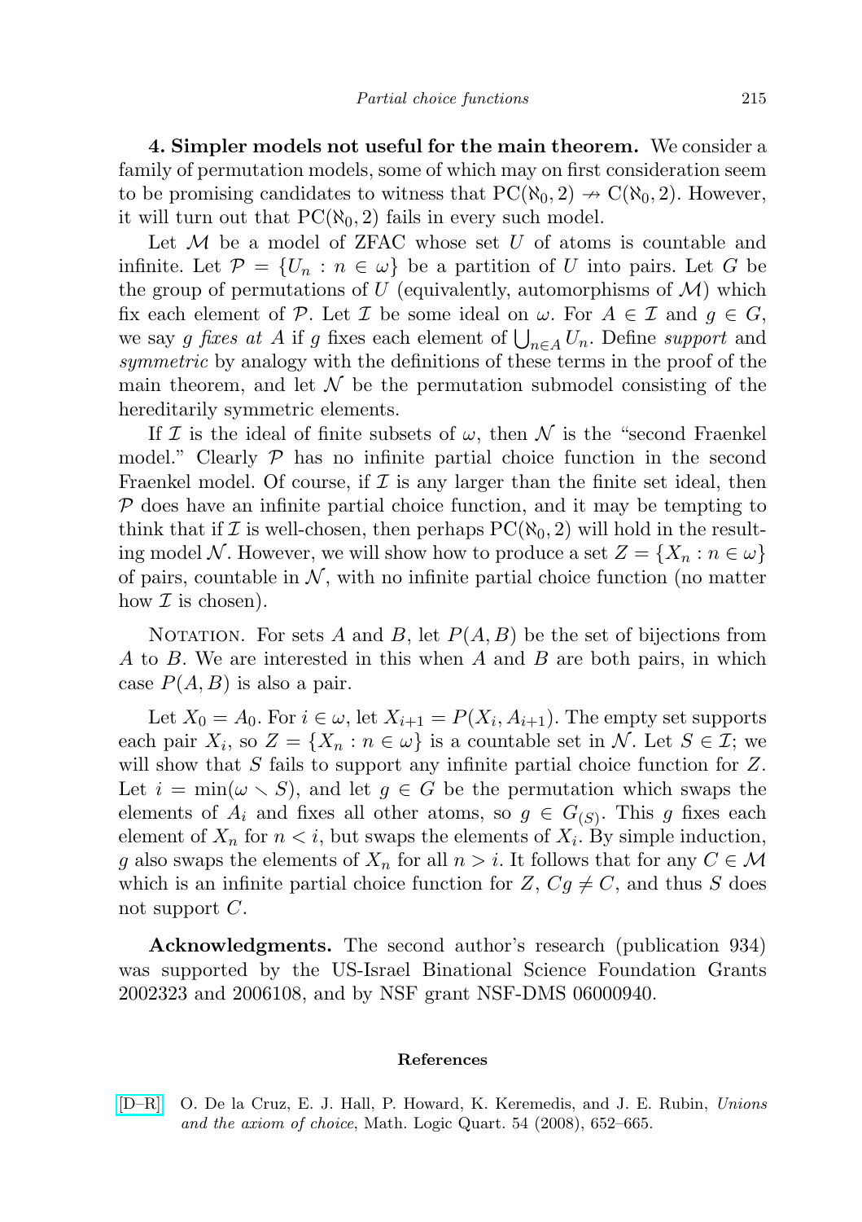**4. Simpler models not useful for the main theorem.** We consider a family of permutation models, some of which may on first consideration seem to be promising candidates to witness that $\mathrm{PC}(\aleph_0, 2) \nrightarrow \mathrm{C}(\aleph_0, 2)$. However, it will turn out that $\mathrm{PC}(\aleph_0, 2)$ fails in every such model.

Let $\mathcal{M}$ be a model of ZFAC whose set $U$ of atoms is countable and infinite. Let $\mathcal{P} = \{U_n : n \in \omega\}$ be a partition of $U$ into pairs. Let $G$ be the group of permutations of $U$ (equivalently, automorphisms of $\mathcal{M}$) which fix each element of $\mathcal{P}$. Let $\mathcal{I}$ be some ideal on $\omega$. For $A \in \mathcal{I}$ and $g \in G$, we say *g fixes at A* if $g$ fixes each element of $\bigcup_{n \in A} U_n$. Define *support* and *symmetric* by analogy with the definitions of these terms in the proof of the main theorem, and let $\mathcal{N}$ be the permutation submodel consisting of the hereditarily symmetric elements.

If $\mathcal{I}$ is the ideal of finite subsets of $\omega$, then $\mathcal{N}$ is the "second Fraenkel model." Clearly $\mathcal{P}$ has no infinite partial choice function in the second Fraenkel model. Of course, if $\mathcal{I}$ is any larger than the finite set ideal, then $\mathcal{P}$ does have an infinite partial choice function, and it may be tempting to think that if $\mathcal{I}$ is well-chosen, then perhaps $\mathrm{PC}(\aleph_0, 2)$ will hold in the resulting model $\mathcal{N}$. However, we will show how to produce a set $Z = \{X_n : n \in \omega\}$ of pairs, countable in $\mathcal{N}$, with no infinite partial choice function (no matter how $\mathcal{I}$ is chosen).

Notation. For sets $A$ and $B$, let $P(A, B)$ be the set of bijections from $A$ to $B$. We are interested in this when $A$ and $B$ are both pairs, in which case $P(A, B)$ is also a pair.

Let $X_0 = A_0$. For $i \in \omega$, let $X_{i+1} = P(X_i, A_{i+1})$. The empty set supports each pair $X_i$, so $Z = \{X_n : n \in \omega\}$ is a countable set in $\mathcal{N}$. Let $S \in \mathcal{I}$; we will show that $S$ fails to support any infinite partial choice function for $Z$. Let $i = \min(\omega \setminus S)$, and let $g \in G$ be the permutation which swaps the elements of $A_i$ and fixes all other atoms, so $g \in G_{(S)}$. This $g$ fixes each element of $X_n$ for $n < i$, but swaps the elements of $X_i$. By simple induction, $g$ also swaps the elements of $X_n$ for all $n > i$. It follows that for any $C \in \mathcal{M}$ which is an infinite partial choice function for $Z$, $Cg \neq C$, and thus $S$ does not support $C$.

**Acknowledgments.** The second author's research (publication 934) was supported by the US-Israel Binational Science Foundation Grants 2002323 and 2006108, and by NSF grant NSF-DMS 06000940.

## References

[D–R] O. De la Cruz, E. J. Hall, P. Howard, K. Keremedis, and J. E. Rubin, *Unions and the axiom of choice*, Math. Logic Quart. 54 (2008), 652–665.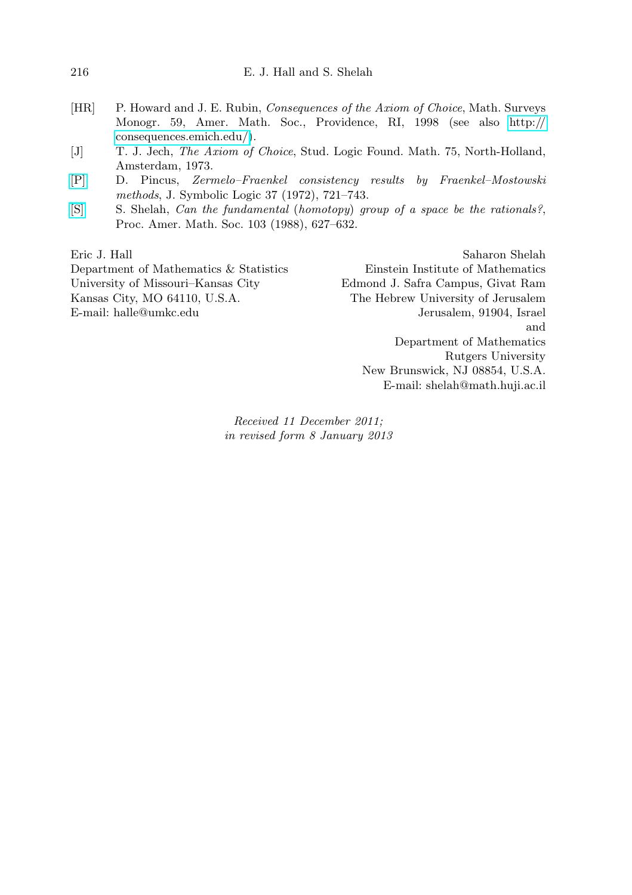[HR] P. Howard and J. E. Rubin, *Consequences of the Axiom of Choice*, Math. Surveys Monogr. 59, Amer. Math. Soc., Providence, RI, 1998 (see also http://consequences.emich.edu/).

[J] T. J. Jech, *The Axiom of Choice*, Stud. Logic Found. Math. 75, North-Holland, Amsterdam, 1973.

[P] D. Pincus, *Zermelo–Fraenkel consistency results by Fraenkel–Mostowski methods*, J. Symbolic Logic 37 (1972), 721–743.

[S] S. Shelah, *Can the fundamental* (*homotopy*) *group of a space be the rationals?*, Proc. Amer. Math. Soc. 103 (1988), 627–632.

Eric J. Hall
Department of Mathematics & Statistics
University of Missouri–Kansas City
Kansas City, MO 64110, U.S.A.
E-mail: halle@umkc.edu

Saharon Shelah
Einstein Institute of Mathematics
Edmond J. Safra Campus, Givat Ram
The Hebrew University of Jerusalem
Jerusalem, 91904, Israel
and
Department of Mathematics
Rutgers University
New Brunswick, NJ 08854, U.S.A.
E-mail: shelah@math.huji.ac.il

*Received 11 December 2011;*
*in revised form 8 January 2013*